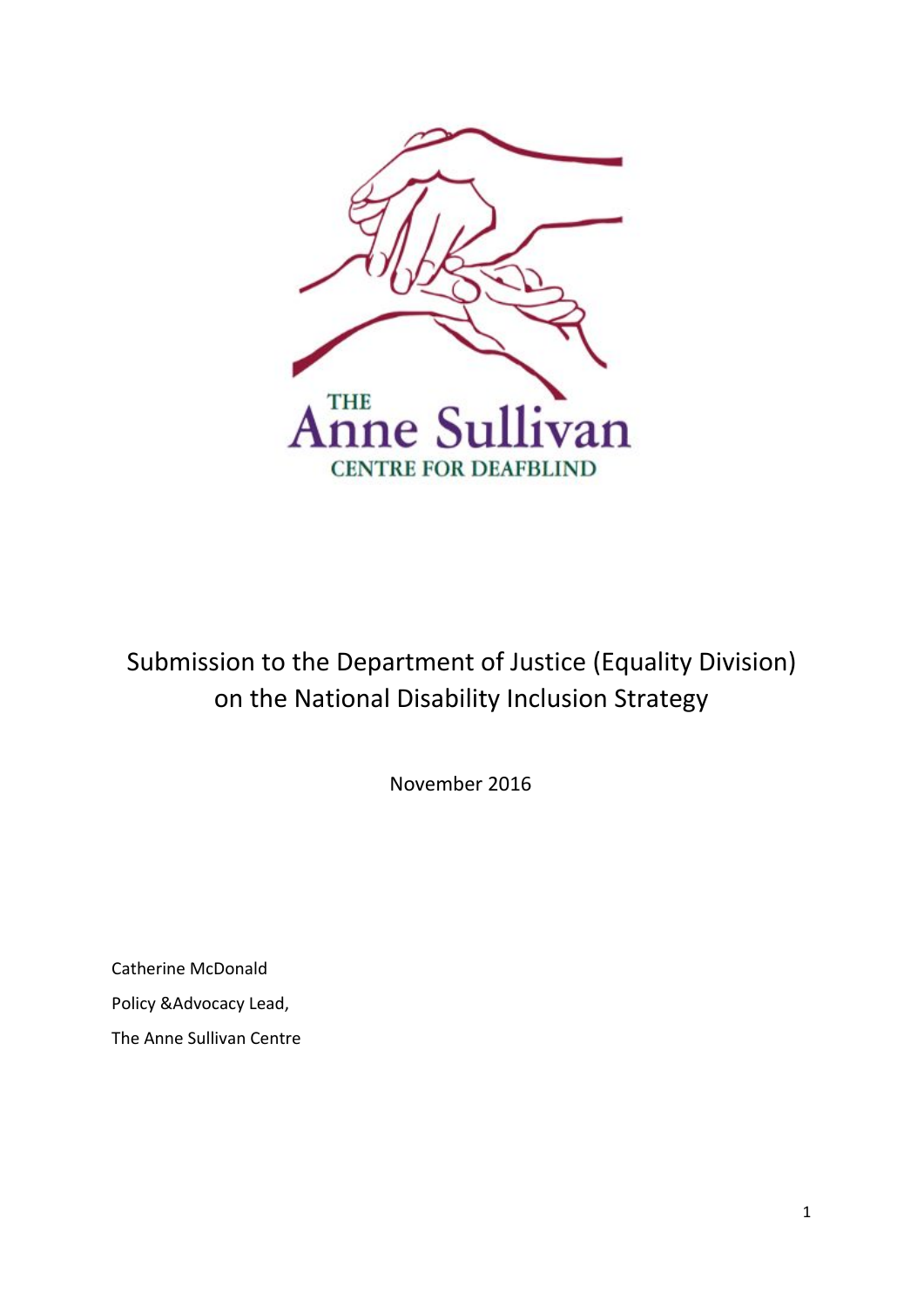THE Anne Sullivan CENTRE FOR DEAFBLIND

# Submission to the Department of Justice (Equality Division) on the National Disability Inclusion Strategy

November 2016

Catherine McDonald

Policy &Advocacy Lead,

The Anne Sullivan Centre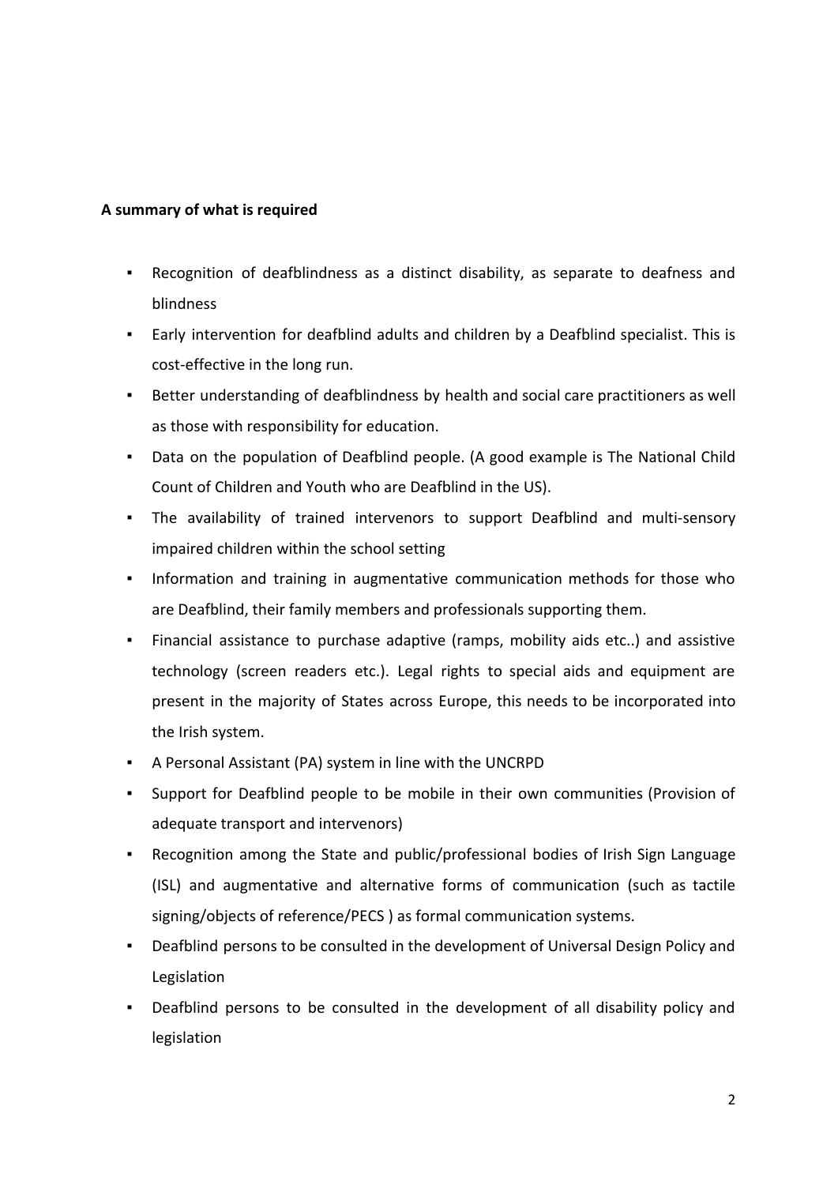**A summary of what is required**

- Recognition of deafblindness as a distinct disability, as separate to deafness and blindness
- Early intervention for deafblind adults and children by a Deafblind specialist. This is cost-effective in the long run.
- Better understanding of deafblindness by health and social care practitioners as well as those with responsibility for education.
- Data on the population of Deafblind people. (A good example is The National Child Count of Children and Youth who are Deafblind in the US).
- The availability of trained intervenors to support Deafblind and multi-sensory impaired children within the school setting
- Information and training in augmentative communication methods for those who are Deafblind, their family members and professionals supporting them.
- Financial assistance to purchase adaptive (ramps, mobility aids etc..) and assistive technology (screen readers etc.). Legal rights to special aids and equipment are present in the majority of States across Europe, this needs to be incorporated into the Irish system.
- A Personal Assistant (PA) system in line with the UNCRPD
- Support for Deafblind people to be mobile in their own communities (Provision of adequate transport and intervenors)
- Recognition among the State and public/professional bodies of Irish Sign Language (ISL) and augmentative and alternative forms of communication (such as tactile signing/objects of reference/PECS ) as formal communication systems.
- Deafblind persons to be consulted in the development of Universal Design Policy and Legislation
- Deafblind persons to be consulted in the development of all disability policy and legislation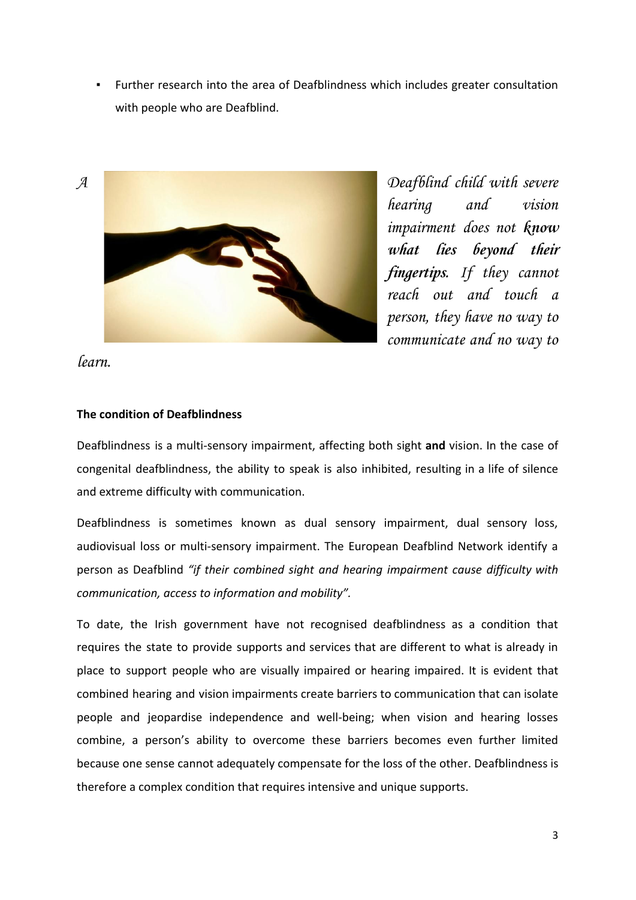- Further research into the area of Deafblindness which includes greater consultation with people who are Deafblind.

*A Deafblind child with severe hearing and vision impairment does not* ***know what lies beyond their fingertips.*** *If they cannot reach out and touch a person, they have no way to communicate and no way to learn.*

**The condition of Deafblindness**

Deafblindness is a multi-sensory impairment, affecting both sight **and** vision. In the case of congenital deafblindness, the ability to speak is also inhibited, resulting in a life of silence and extreme difficulty with communication.

Deafblindness is sometimes known as dual sensory impairment, dual sensory loss, audiovisual loss or multi-sensory impairment. The European Deafblind Network identify a person as Deafblind *"if their combined sight and hearing impairment cause difficulty with communication, access to information and mobility".*

To date, the Irish government have not recognised deafblindness as a condition that requires the state to provide supports and services that are different to what is already in place to support people who are visually impaired or hearing impaired. It is evident that combined hearing and vision impairments create barriers to communication that can isolate people and jeopardise independence and well-being; when vision and hearing losses combine, a person's ability to overcome these barriers becomes even further limited because one sense cannot adequately compensate for the loss of the other. Deafblindness is therefore a complex condition that requires intensive and unique supports.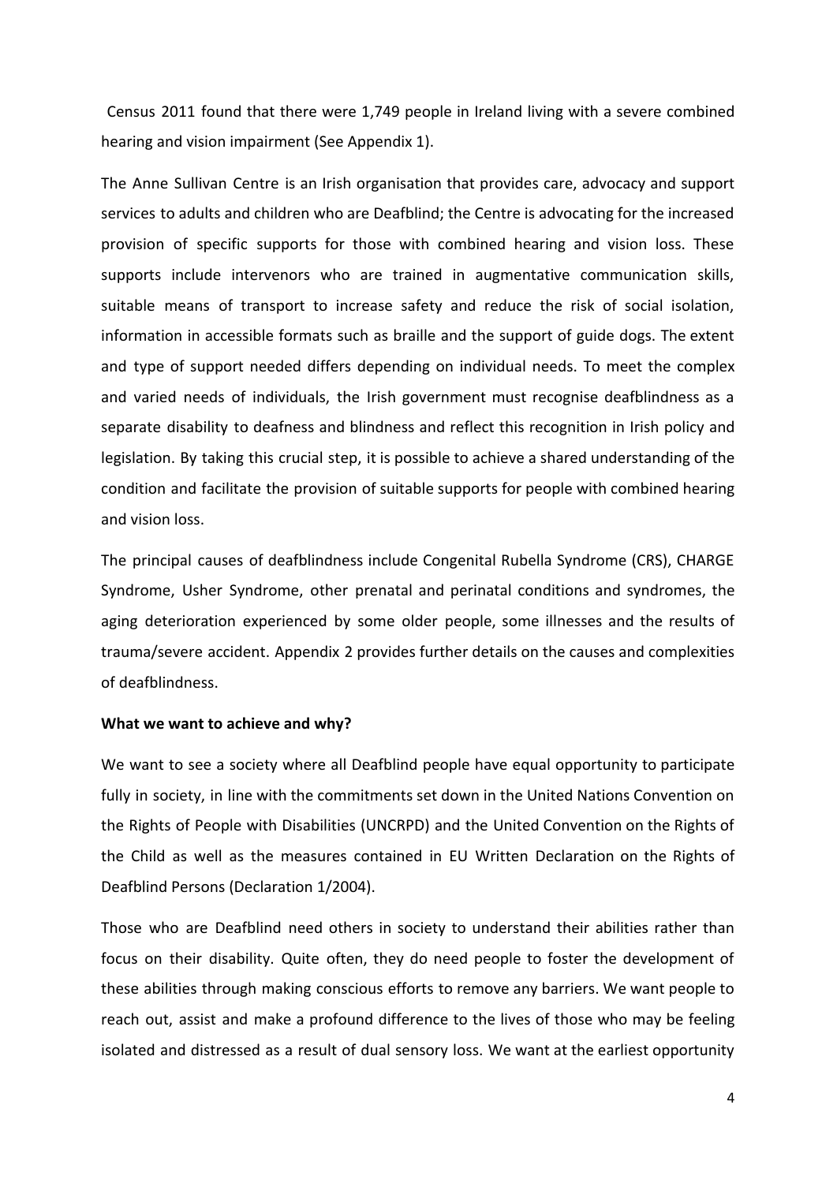Census 2011 found that there were 1,749 people in Ireland living with a severe combined hearing and vision impairment (See Appendix 1).

The Anne Sullivan Centre is an Irish organisation that provides care, advocacy and support services to adults and children who are Deafblind; the Centre is advocating for the increased provision of specific supports for those with combined hearing and vision loss. These supports include intervenors who are trained in augmentative communication skills, suitable means of transport to increase safety and reduce the risk of social isolation, information in accessible formats such as braille and the support of guide dogs. The extent and type of support needed differs depending on individual needs. To meet the complex and varied needs of individuals, the Irish government must recognise deafblindness as a separate disability to deafness and blindness and reflect this recognition in Irish policy and legislation. By taking this crucial step, it is possible to achieve a shared understanding of the condition and facilitate the provision of suitable supports for people with combined hearing and vision loss.

The principal causes of deafblindness include Congenital Rubella Syndrome (CRS), CHARGE Syndrome, Usher Syndrome, other prenatal and perinatal conditions and syndromes, the aging deterioration experienced by some older people, some illnesses and the results of trauma/severe accident. Appendix 2 provides further details on the causes and complexities of deafblindness.

**What we want to achieve and why?**

We want to see a society where all Deafblind people have equal opportunity to participate fully in society, in line with the commitments set down in the United Nations Convention on the Rights of People with Disabilities (UNCRPD) and the United Convention on the Rights of the Child as well as the measures contained in EU Written Declaration on the Rights of Deafblind Persons (Declaration 1/2004).

Those who are Deafblind need others in society to understand their abilities rather than focus on their disability. Quite often, they do need people to foster the development of these abilities through making conscious efforts to remove any barriers. We want people to reach out, assist and make a profound difference to the lives of those who may be feeling isolated and distressed as a result of dual sensory loss. We want at the earliest opportunity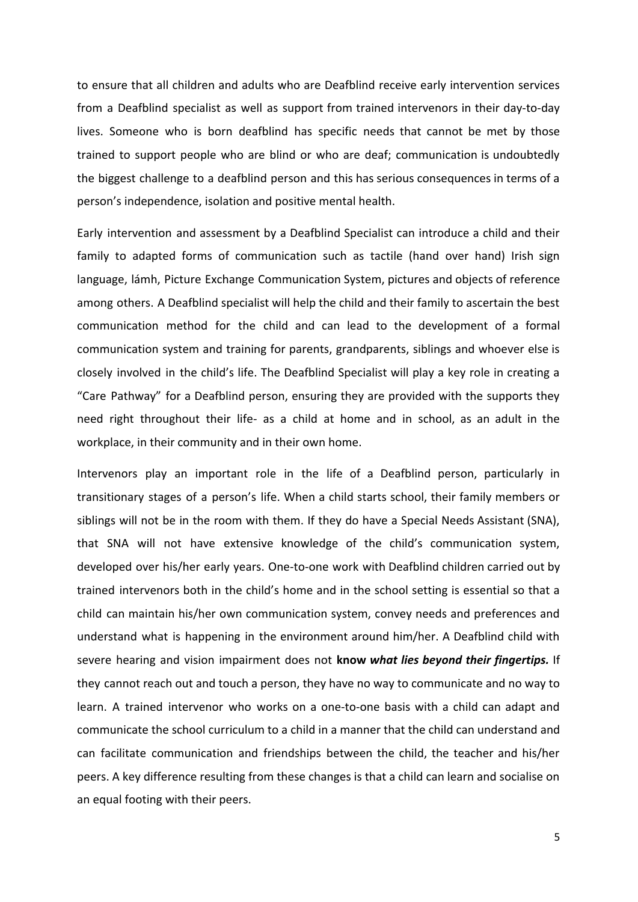to ensure that all children and adults who are Deafblind receive early intervention services from a Deafblind specialist as well as support from trained intervenors in their day-to-day lives. Someone who is born deafblind has specific needs that cannot be met by those trained to support people who are blind or who are deaf; communication is undoubtedly the biggest challenge to a deafblind person and this has serious consequences in terms of a person's independence, isolation and positive mental health.

Early intervention and assessment by a Deafblind Specialist can introduce a child and their family to adapted forms of communication such as tactile (hand over hand) Irish sign language, lámh, Picture Exchange Communication System, pictures and objects of reference among others. A Deafblind specialist will help the child and their family to ascertain the best communication method for the child and can lead to the development of a formal communication system and training for parents, grandparents, siblings and whoever else is closely involved in the child's life. The Deafblind Specialist will play a key role in creating a "Care Pathway" for a Deafblind person, ensuring they are provided with the supports they need right throughout their life- as a child at home and in school, as an adult in the workplace, in their community and in their own home.

Intervenors play an important role in the life of a Deafblind person, particularly in transitionary stages of a person's life. When a child starts school, their family members or siblings will not be in the room with them. If they do have a Special Needs Assistant (SNA), that SNA will not have extensive knowledge of the child's communication system, developed over his/her early years. One-to-one work with Deafblind children carried out by trained intervenors both in the child's home and in the school setting is essential so that a child can maintain his/her own communication system, convey needs and preferences and understand what is happening in the environment around him/her. A Deafblind child with severe hearing and vision impairment does not **know** ***what lies beyond their fingertips.*** If they cannot reach out and touch a person, they have no way to communicate and no way to learn. A trained intervenor who works on a one-to-one basis with a child can adapt and communicate the school curriculum to a child in a manner that the child can understand and can facilitate communication and friendships between the child, the teacher and his/her peers. A key difference resulting from these changes is that a child can learn and socialise on an equal footing with their peers.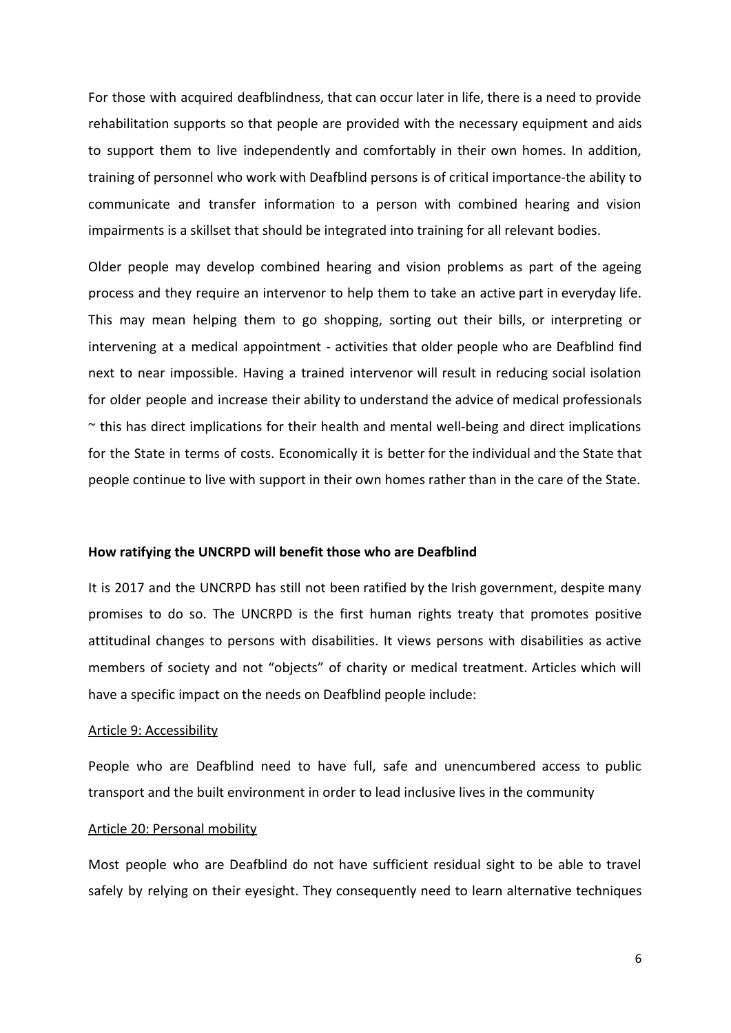For those with acquired deafblindness, that can occur later in life, there is a need to provide rehabilitation supports so that people are provided with the necessary equipment and aids to support them to live independently and comfortably in their own homes. In addition, training of personnel who work with Deafblind persons is of critical importance-the ability to communicate and transfer information to a person with combined hearing and vision impairments is a skillset that should be integrated into training for all relevant bodies.

Older people may develop combined hearing and vision problems as part of the ageing process and they require an intervenor to help them to take an active part in everyday life. This may mean helping them to go shopping, sorting out their bills, or interpreting or intervening at a medical appointment - activities that older people who are Deafblind find next to near impossible. Having a trained intervenor will result in reducing social isolation for older people and increase their ability to understand the advice of medical professionals ~ this has direct implications for their health and mental well-being and direct implications for the State in terms of costs. Economically it is better for the individual and the State that people continue to live with support in their own homes rather than in the care of the State.

**How ratifying the UNCRPD will benefit those who are Deafblind**

It is 2017 and the UNCRPD has still not been ratified by the Irish government, despite many promises to do so. The UNCRPD is the first human rights treaty that promotes positive attitudinal changes to persons with disabilities. It views persons with disabilities as active members of society and not "objects" of charity or medical treatment. Articles which will have a specific impact on the needs on Deafblind people include:

<u>Article 9: Accessibility</u>

People who are Deafblind need to have full, safe and unencumbered access to public transport and the built environment in order to lead inclusive lives in the community

<u>Article 20: Personal mobility</u>

Most people who are Deafblind do not have sufficient residual sight to be able to travel safely by relying on their eyesight. They consequently need to learn alternative techniques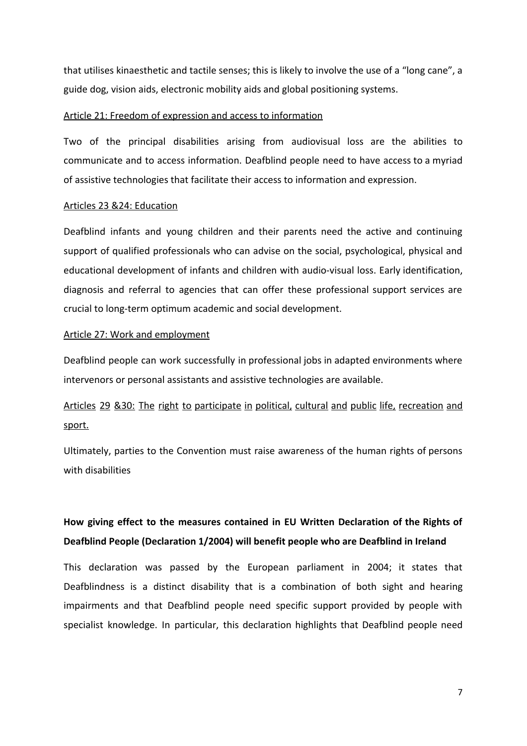that utilises kinaesthetic and tactile senses; this is likely to involve the use of a "long cane", a guide dog, vision aids, electronic mobility aids and global positioning systems.

<u>Article 21: Freedom of expression and access to information</u>

Two of the principal disabilities arising from audiovisual loss are the abilities to communicate and to access information. Deafblind people need to have access to a myriad of assistive technologies that facilitate their access to information and expression.

<u>Articles 23 &24: Education</u>

Deafblind infants and young children and their parents need the active and continuing support of qualified professionals who can advise on the social, psychological, physical and educational development of infants and children with audio-visual loss. Early identification, diagnosis and referral to agencies that can offer these professional support services are crucial to long-term optimum academic and social development.

<u>Article 27: Work and employment</u>

Deafblind people can work successfully in professional jobs in adapted environments where intervenors or personal assistants and assistive technologies are available.

<u>Articles 29 &30: The right to participate in political, cultural and public life, recreation and sport.</u>

Ultimately, parties to the Convention must raise awareness of the human rights of persons with disabilities

**How giving effect to the measures contained in EU Written Declaration of the Rights of Deafblind People (Declaration 1/2004) will benefit people who are Deafblind in Ireland**

This declaration was passed by the European parliament in 2004; it states that Deafblindness is a distinct disability that is a combination of both sight and hearing impairments and that Deafblind people need specific support provided by people with specialist knowledge. In particular, this declaration highlights that Deafblind people need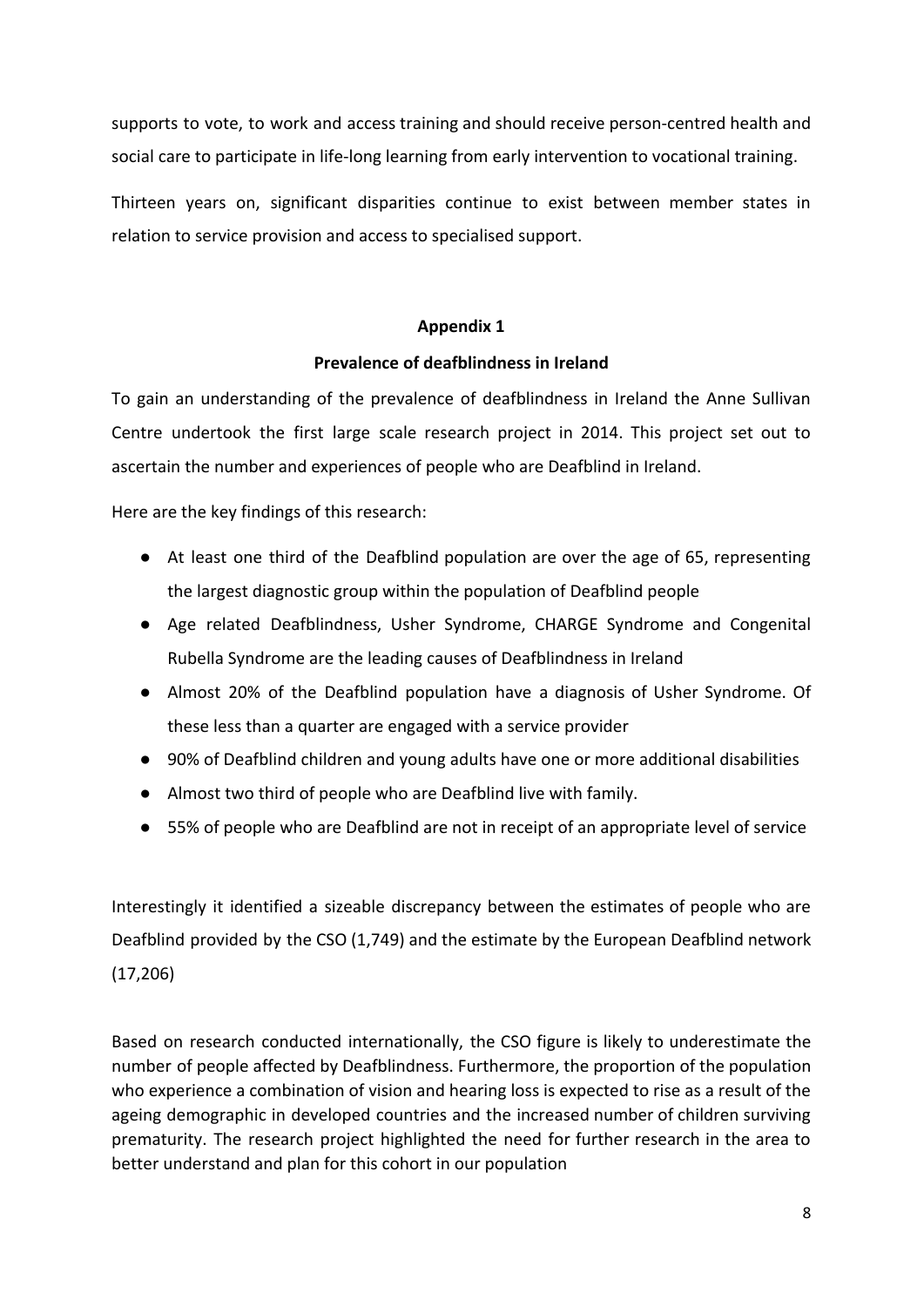supports to vote, to work and access training and should receive person-centred health and social care to participate in life-long learning from early intervention to vocational training.

Thirteen years on, significant disparities continue to exist between member states in relation to service provision and access to specialised support.

## Appendix 1

### Prevalence of deafblindness in Ireland

To gain an understanding of the prevalence of deafblindness in Ireland the Anne Sullivan Centre undertook the first large scale research project in 2014. This project set out to ascertain the number and experiences of people who are Deafblind in Ireland.

Here are the key findings of this research:

- At least one third of the Deafblind population are over the age of 65, representing the largest diagnostic group within the population of Deafblind people
- Age related Deafblindness, Usher Syndrome, CHARGE Syndrome and Congenital Rubella Syndrome are the leading causes of Deafblindness in Ireland
- Almost 20% of the Deafblind population have a diagnosis of Usher Syndrome. Of these less than a quarter are engaged with a service provider
- 90% of Deafblind children and young adults have one or more additional disabilities
- Almost two third of people who are Deafblind live with family.
- 55% of people who are Deafblind are not in receipt of an appropriate level of service

Interestingly it identified a sizeable discrepancy between the estimates of people who are Deafblind provided by the CSO (1,749) and the estimate by the European Deafblind network (17,206)

Based on research conducted internationally, the CSO figure is likely to underestimate the number of people affected by Deafblindness. Furthermore, the proportion of the population who experience a combination of vision and hearing loss is expected to rise as a result of the ageing demographic in developed countries and the increased number of children surviving prematurity. The research project highlighted the need for further research in the area to better understand and plan for this cohort in our population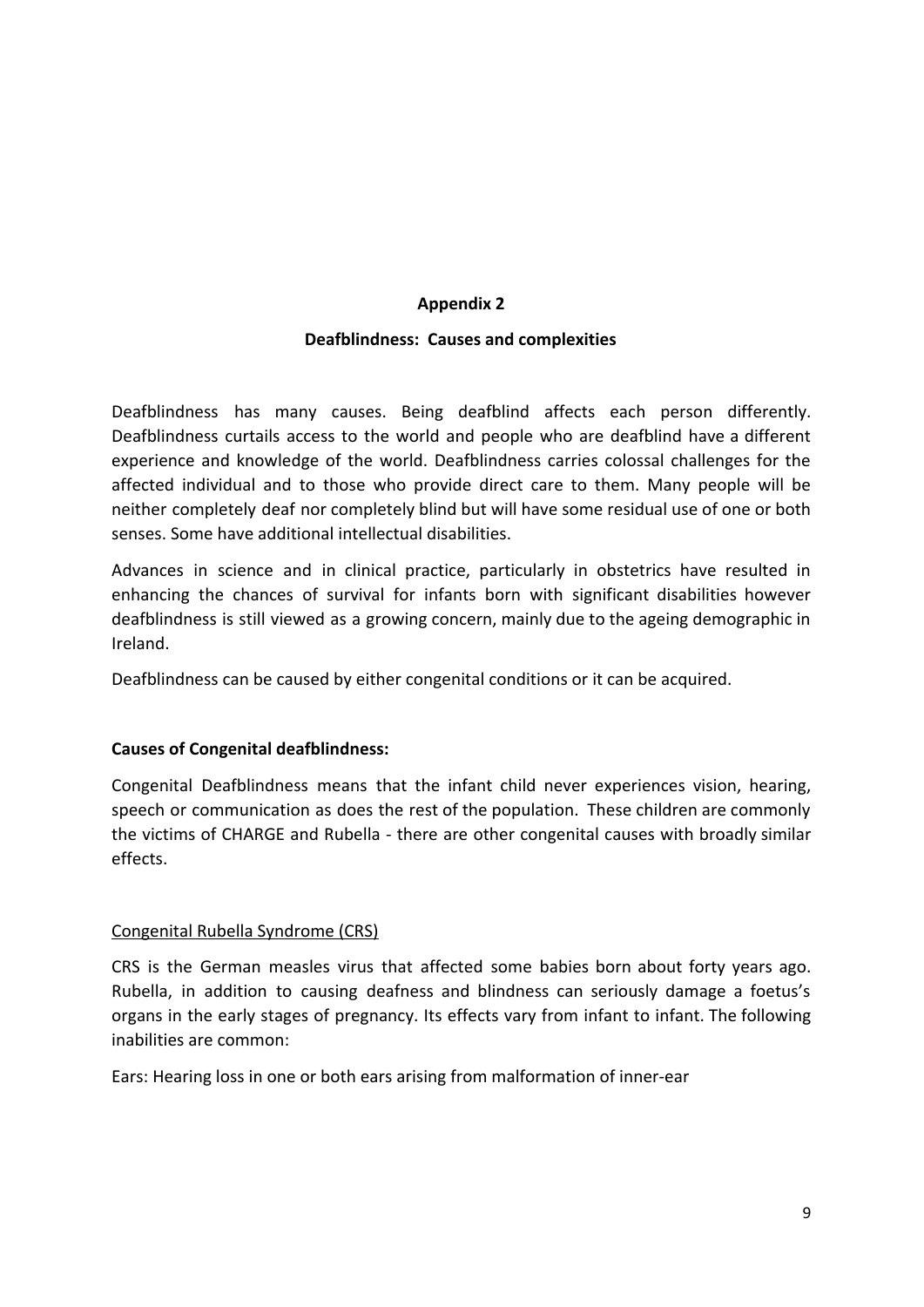## Appendix 2

### Deafblindness: Causes and complexities

Deafblindness has many causes. Being deafblind affects each person differently. Deafblindness curtails access to the world and people who are deafblind have a different experience and knowledge of the world. Deafblindness carries colossal challenges for the affected individual and to those who provide direct care to them. Many people will be neither completely deaf nor completely blind but will have some residual use of one or both senses. Some have additional intellectual disabilities.

Advances in science and in clinical practice, particularly in obstetrics have resulted in enhancing the chances of survival for infants born with significant disabilities however deafblindness is still viewed as a growing concern, mainly due to the ageing demographic in Ireland.

Deafblindness can be caused by either congenital conditions or it can be acquired.

**Causes of Congenital deafblindness:**

Congenital Deafblindness means that the infant child never experiences vision, hearing, speech or communication as does the rest of the population. These children are commonly the victims of CHARGE and Rubella - there are other congenital causes with broadly similar effects.

<u>Congenital Rubella Syndrome (CRS)</u>

CRS is the German measles virus that affected some babies born about forty years ago. Rubella, in addition to causing deafness and blindness can seriously damage a foetus's organs in the early stages of pregnancy. Its effects vary from infant to infant. The following inabilities are common:

Ears: Hearing loss in one or both ears arising from malformation of inner-ear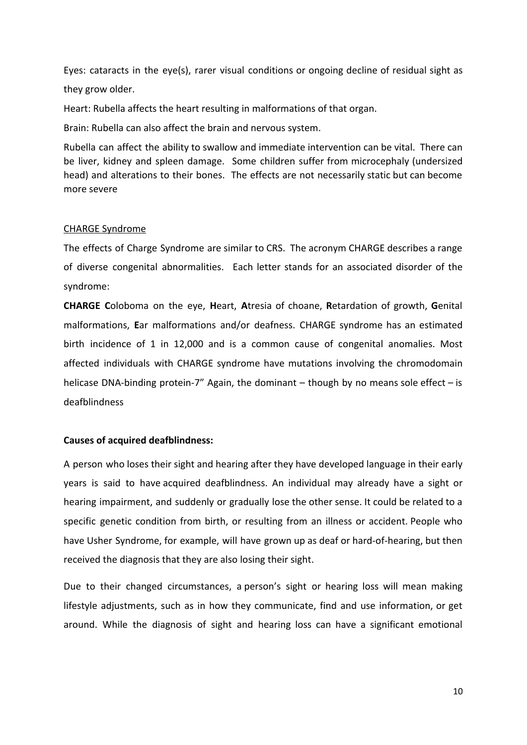Eyes: cataracts in the eye(s), rarer visual conditions or ongoing decline of residual sight as they grow older.

Heart: Rubella affects the heart resulting in malformations of that organ.

Brain: Rubella can also affect the brain and nervous system.

Rubella can affect the ability to swallow and immediate intervention can be vital. There can be liver, kidney and spleen damage. Some children suffer from microcephaly (undersized head) and alterations to their bones. The effects are not necessarily static but can become more severe

CHARGE Syndrome

The effects of Charge Syndrome are similar to CRS. The acronym CHARGE describes a range of diverse congenital abnormalities. Each letter stands for an associated disorder of the syndrome:

**CHARGE C**oloboma on the eye, **H**eart, **A**tresia of choane, **R**etardation of growth, **G**enital malformations, **E**ar malformations and/or deafness. CHARGE syndrome has an estimated birth incidence of 1 in 12,000 and is a common cause of congenital anomalies. Most affected individuals with CHARGE syndrome have mutations involving the chromodomain helicase DNA-binding protein-7" Again, the dominant – though by no means sole effect – is deafblindness

**Causes of acquired deafblindness:**

A person who loses their sight and hearing after they have developed language in their early years is said to have acquired deafblindness. An individual may already have a sight or hearing impairment, and suddenly or gradually lose the other sense. It could be related to a specific genetic condition from birth, or resulting from an illness or accident. People who have Usher Syndrome, for example, will have grown up as deaf or hard-of-hearing, but then received the diagnosis that they are also losing their sight.

Due to their changed circumstances, a person's sight or hearing loss will mean making lifestyle adjustments, such as in how they communicate, find and use information, or get around. While the diagnosis of sight and hearing loss can have a significant emotional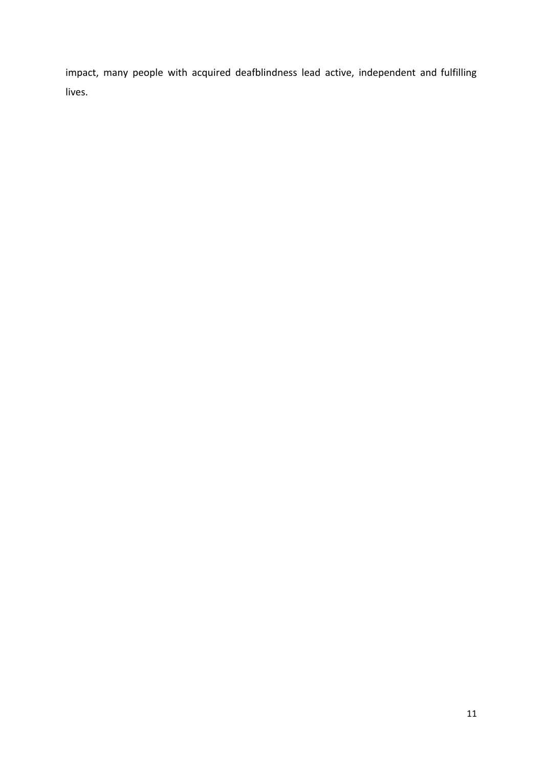impact, many people with acquired deafblindness lead active, independent and fulfilling lives.